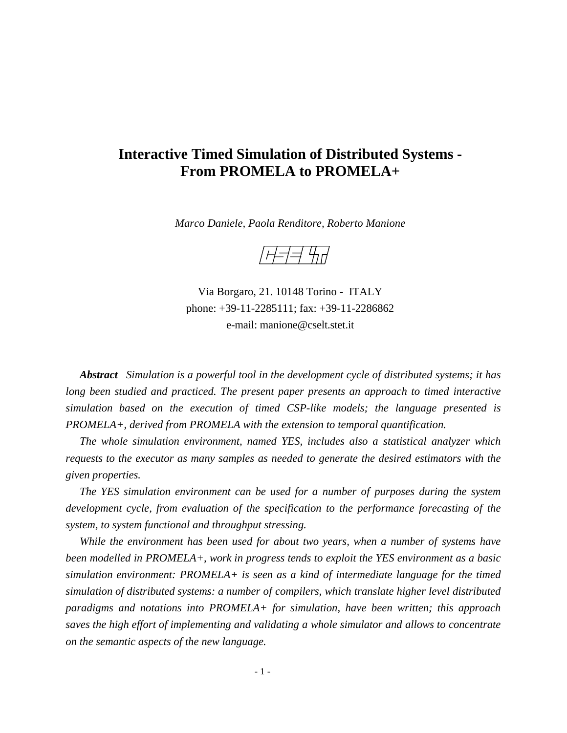# Interactive Timed Simulation of Distributed Systems - From PROMELA to PROMELA+

*Marco Daniele, Paola Renditore, Roberto Manione*

CSELT

Via Borgaro, 21. 10148 Torino - ITALY
phone: +39-11-2285111; fax: +39-11-2286862
e-mail: manione@cselt.stet.it

***Abstract*** *Simulation is a powerful tool in the development cycle of distributed systems; it has long been studied and practiced. The present paper presents an approach to timed interactive simulation based on the execution of timed CSP-like models; the language presented is PROMELA+, derived from PROMELA with the extension to temporal quantification.*

*The whole simulation environment, named YES, includes also a statistical analyzer which requests to the executor as many samples as needed to generate the desired estimators with the given properties.*

*The YES simulation environment can be used for a number of purposes during the system development cycle, from evaluation of the specification to the performance forecasting of the system, to system functional and throughput stressing.*

*While the environment has been used for about two years, when a number of systems have been modelled in PROMELA+, work in progress tends to exploit the YES environment as a basic simulation environment: PROMELA+ is seen as a kind of intermediate language for the timed simulation of distributed systems: a number of compilers, which translate higher level distributed paradigms and notations into PROMELA+ for simulation, have been written; this approach saves the high effort of implementing and validating a whole simulator and allows to concentrate on the semantic aspects of the new language.*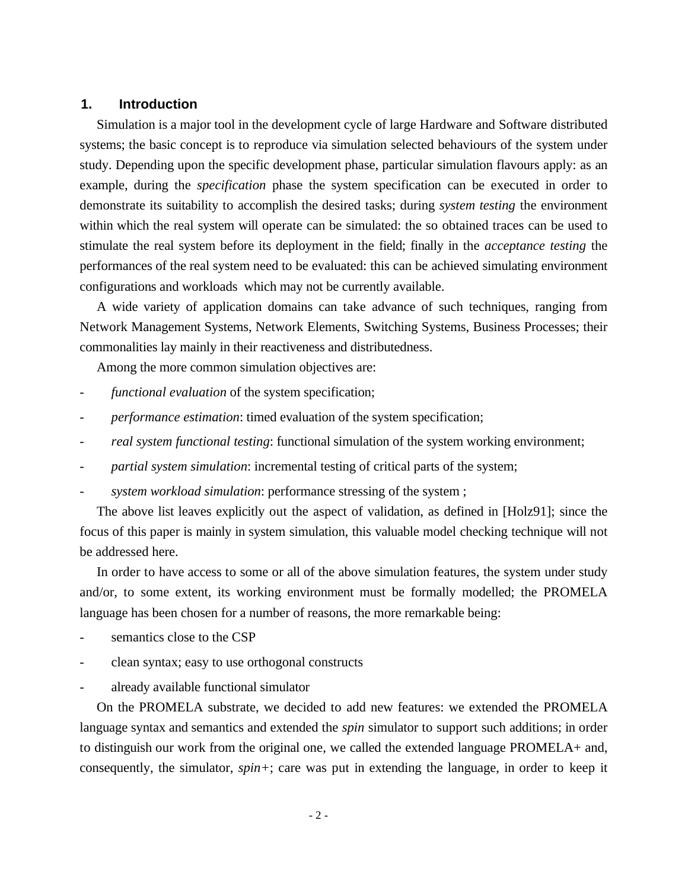## 1. Introduction

Simulation is a major tool in the development cycle of large Hardware and Software distributed systems; the basic concept is to reproduce via simulation selected behaviours of the system under study. Depending upon the specific development phase, particular simulation flavours apply: as an example, during the *specification* phase the system specification can be executed in order to demonstrate its suitability to accomplish the desired tasks; during *system testing* the environment within which the real system will operate can be simulated: the so obtained traces can be used to stimulate the real system before its deployment in the field; finally in the *acceptance testing* the performances of the real system need to be evaluated: this can be achieved simulating environment configurations and workloads which may not be currently available.

A wide variety of application domains can take advance of such techniques, ranging from Network Management Systems, Network Elements, Switching Systems, Business Processes; their commonalities lay mainly in their reactiveness and distributedness.

Among the more common simulation objectives are:

- *functional evaluation* of the system specification;
- *performance estimation*: timed evaluation of the system specification;
- *real system functional testing*: functional simulation of the system working environment;
- *partial system simulation*: incremental testing of critical parts of the system;
- *system workload simulation*: performance stressing of the system ;

The above list leaves explicitly out the aspect of validation, as defined in [Holz91]; since the focus of this paper is mainly in system simulation, this valuable model checking technique will not be addressed here.

In order to have access to some or all of the above simulation features, the system under study and/or, to some extent, its working environment must be formally modelled; the PROMELA language has been chosen for a number of reasons, the more remarkable being:

- semantics close to the CSP
- clean syntax; easy to use orthogonal constructs
- already available functional simulator

On the PROMELA substrate, we decided to add new features: we extended the PROMELA language syntax and semantics and extended the *spin* simulator to support such additions; in order to distinguish our work from the original one, we called the extended language PROMELA+ and, consequently, the simulator, *spin+*; care was put in extending the language, in order to keep it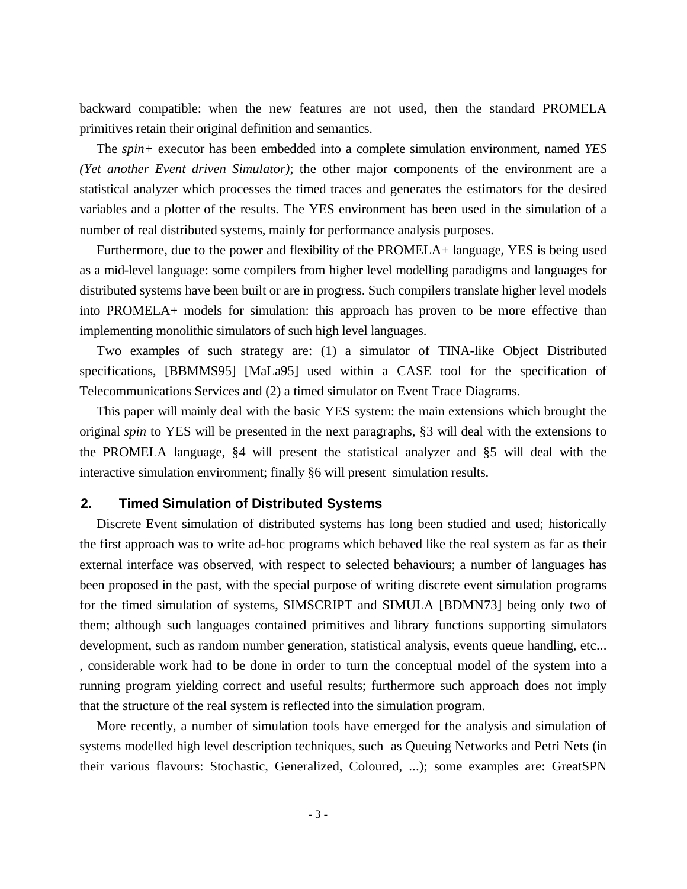backward compatible: when the new features are not used, then the standard PROMELA primitives retain their original definition and semantics.

The *spin+* executor has been embedded into a complete simulation environment, named *YES (Yet another Event driven Simulator)*; the other major components of the environment are a statistical analyzer which processes the timed traces and generates the estimators for the desired variables and a plotter of the results. The YES environment has been used in the simulation of a number of real distributed systems, mainly for performance analysis purposes.

Furthermore, due to the power and flexibility of the PROMELA+ language, YES is being used as a mid-level language: some compilers from higher level modelling paradigms and languages for distributed systems have been built or are in progress. Such compilers translate higher level models into PROMELA+ models for simulation: this approach has proven to be more effective than implementing monolithic simulators of such high level languages.

Two examples of such strategy are: (1) a simulator of TINA-like Object Distributed specifications, [BBMMS95] [MaLa95] used within a CASE tool for the specification of Telecommunications Services and (2) a timed simulator on Event Trace Diagrams.

This paper will mainly deal with the basic YES system: the main extensions which brought the original *spin* to YES will be presented in the next paragraphs, §3 will deal with the extensions to the PROMELA language, §4 will present the statistical analyzer and §5 will deal with the interactive simulation environment; finally §6 will present simulation results.

## 2. Timed Simulation of Distributed Systems

Discrete Event simulation of distributed systems has long been studied and used; historically the first approach was to write ad-hoc programs which behaved like the real system as far as their external interface was observed, with respect to selected behaviours; a number of languages has been proposed in the past, with the special purpose of writing discrete event simulation programs for the timed simulation of systems, SIMSCRIPT and SIMULA [BDMN73] being only two of them; although such languages contained primitives and library functions supporting simulators development, such as random number generation, statistical analysis, events queue handling, etc... , considerable work had to be done in order to turn the conceptual model of the system into a running program yielding correct and useful results; furthermore such approach does not imply that the structure of the real system is reflected into the simulation program.

More recently, a number of simulation tools have emerged for the analysis and simulation of systems modelled high level description techniques, such as Queuing Networks and Petri Nets (in their various flavours: Stochastic, Generalized, Coloured, ...); some examples are: GreatSPN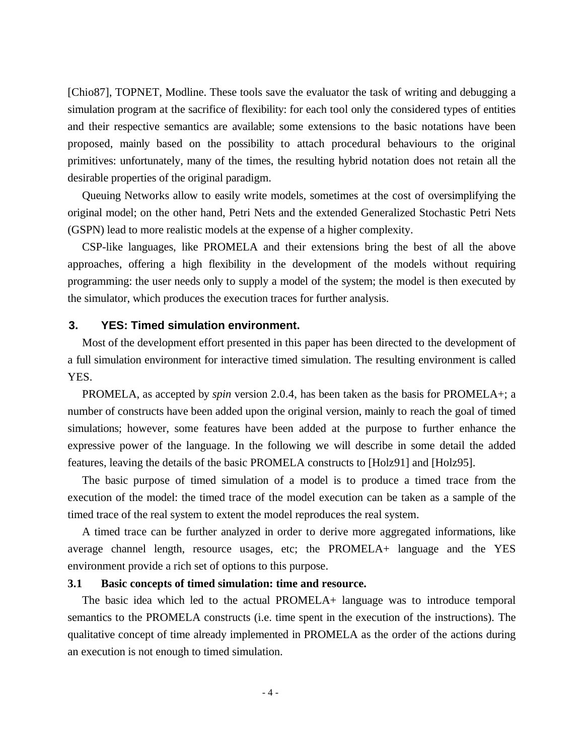[Chio87], TOPNET, Modline. These tools save the evaluator the task of writing and debugging a simulation program at the sacrifice of flexibility: for each tool only the considered types of entities and their respective semantics are available; some extensions to the basic notations have been proposed, mainly based on the possibility to attach procedural behaviours to the original primitives: unfortunately, many of the times, the resulting hybrid notation does not retain all the desirable properties of the original paradigm.

Queuing Networks allow to easily write models, sometimes at the cost of oversimplifying the original model; on the other hand, Petri Nets and the extended Generalized Stochastic Petri Nets (GSPN) lead to more realistic models at the expense of a higher complexity.

CSP-like languages, like PROMELA and their extensions bring the best of all the above approaches, offering a high flexibility in the development of the models without requiring programming: the user needs only to supply a model of the system; the model is then executed by the simulator, which produces the execution traces for further analysis.

## 3. YES: Timed simulation environment.

Most of the development effort presented in this paper has been directed to the development of a full simulation environment for interactive timed simulation. The resulting environment is called YES.

PROMELA, as accepted by *spin* version 2.0.4, has been taken as the basis for PROMELA+; a number of constructs have been added upon the original version, mainly to reach the goal of timed simulations; however, some features have been added at the purpose to further enhance the expressive power of the language. In the following we will describe in some detail the added features, leaving the details of the basic PROMELA constructs to [Holz91] and [Holz95].

The basic purpose of timed simulation of a model is to produce a timed trace from the execution of the model: the timed trace of the model execution can be taken as a sample of the timed trace of the real system to extent the model reproduces the real system.

A timed trace can be further analyzed in order to derive more aggregated informations, like average channel length, resource usages, etc; the PROMELA+ language and the YES environment provide a rich set of options to this purpose.

### 3.1 Basic concepts of timed simulation: time and resource.

The basic idea which led to the actual PROMELA+ language was to introduce temporal semantics to the PROMELA constructs (i.e. time spent in the execution of the instructions). The qualitative concept of time already implemented in PROMELA as the order of the actions during an execution is not enough to timed simulation.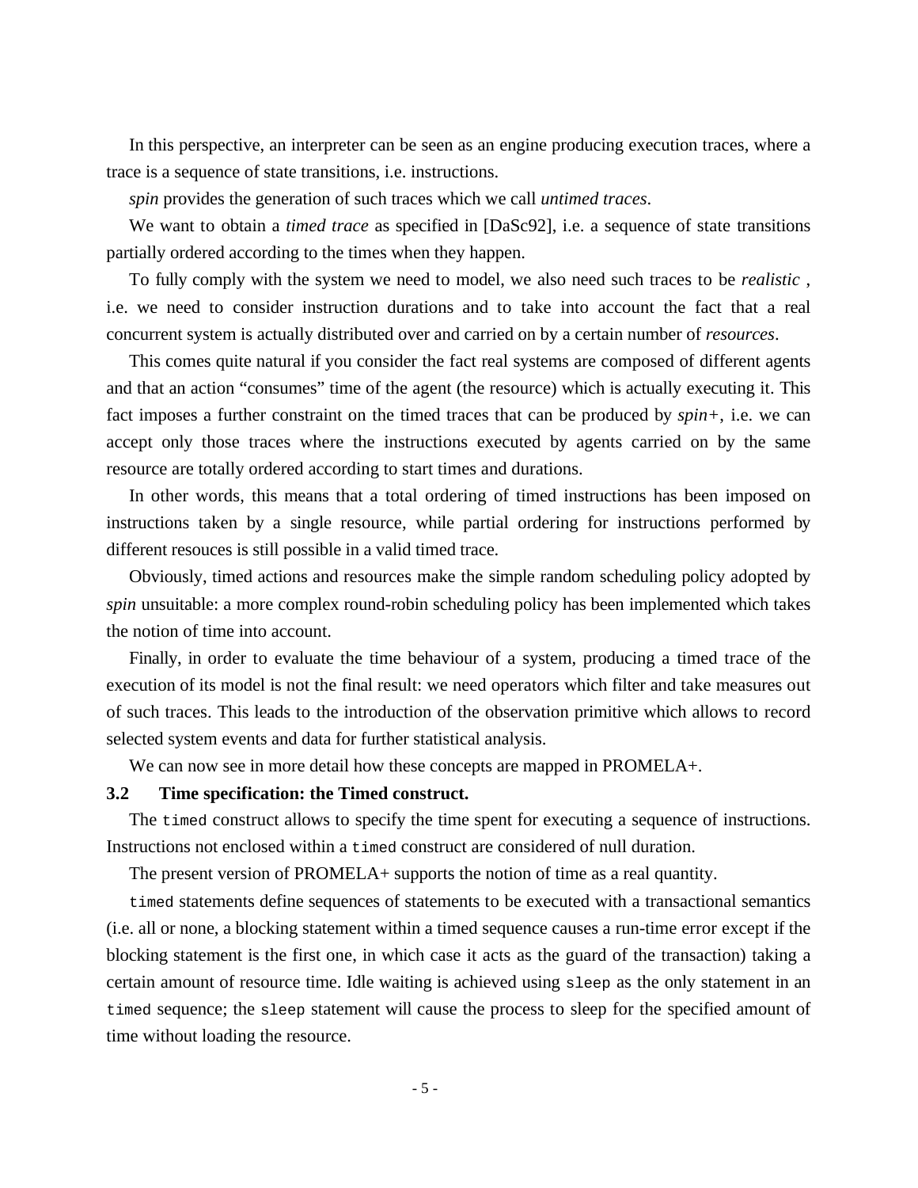In this perspective, an interpreter can be seen as an engine producing execution traces, where a trace is a sequence of state transitions, i.e. instructions.

*spin* provides the generation of such traces which we call *untimed traces*.

We want to obtain a *timed trace* as specified in [DaSc92], i.e. a sequence of state transitions partially ordered according to the times when they happen.

To fully comply with the system we need to model, we also need such traces to be *realistic* , i.e. we need to consider instruction durations and to take into account the fact that a real concurrent system is actually distributed over and carried on by a certain number of *resources*.

This comes quite natural if you consider the fact real systems are composed of different agents and that an action "consumes" time of the agent (the resource) which is actually executing it. This fact imposes a further constraint on the timed traces that can be produced by *spin+*, i.e. we can accept only those traces where the instructions executed by agents carried on by the same resource are totally ordered according to start times and durations.

In other words, this means that a total ordering of timed instructions has been imposed on instructions taken by a single resource, while partial ordering for instructions performed by different resouces is still possible in a valid timed trace.

Obviously, timed actions and resources make the simple random scheduling policy adopted by *spin* unsuitable: a more complex round-robin scheduling policy has been implemented which takes the notion of time into account.

Finally, in order to evaluate the time behaviour of a system, producing a timed trace of the execution of its model is not the final result: we need operators which filter and take measures out of such traces. This leads to the introduction of the observation primitive which allows to record selected system events and data for further statistical analysis.

We can now see in more detail how these concepts are mapped in PROMELA+.

### 3.2 Time specification: the Timed construct.

The `timed` construct allows to specify the time spent for executing a sequence of instructions. Instructions not enclosed within a `timed` construct are considered of null duration.

The present version of PROMELA+ supports the notion of time as a real quantity.

`timed` statements define sequences of statements to be executed with a transactional semantics (i.e. all or none, a blocking statement within a timed sequence causes a run-time error except if the blocking statement is the first one, in which case it acts as the guard of the transaction) taking a certain amount of resource time. Idle waiting is achieved using `sleep` as the only statement in an `timed` sequence; the `sleep` statement will cause the process to sleep for the specified amount of time without loading the resource.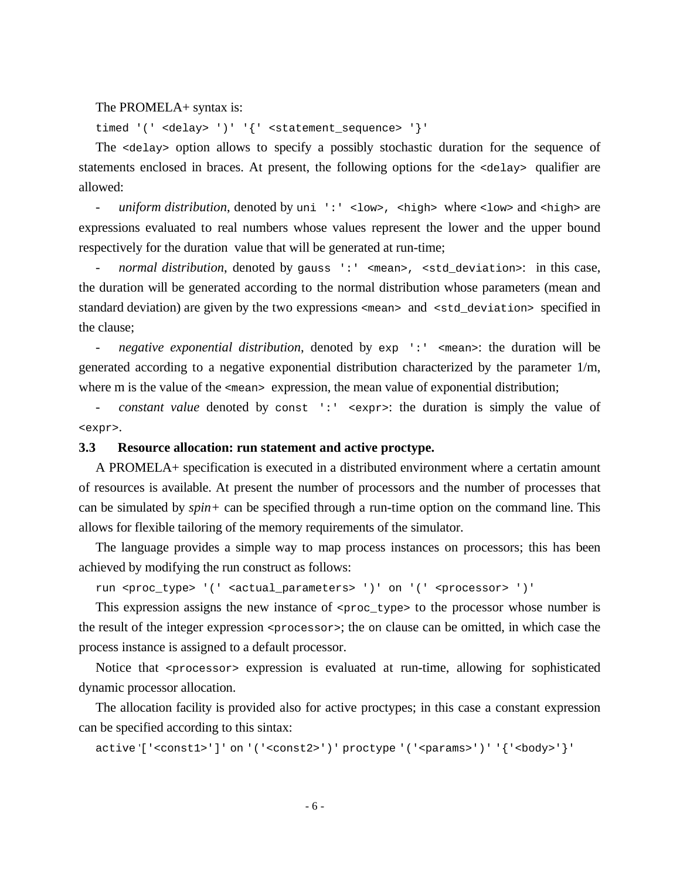The PROMELA+ syntax is:

```
timed '(' <delay> ')' '{' <statement_sequence> '}'
```

The `<delay>` option allows to specify a possibly stochastic duration for the sequence of statements enclosed in braces. At present, the following options for the `<delay>` qualifier are allowed:

- *uniform distribution*, denoted by `uni ':' <low>, <high>` where `<low>` and `<high>` are expressions evaluated to real numbers whose values represent the lower and the upper bound respectively for the duration value that will be generated at run-time;
- *normal distribution*, denoted by `gauss ':' <mean>, <std_deviation>`: in this case, the duration will be generated according to the normal distribution whose parameters (mean and standard deviation) are given by the two expressions `<mean>` and `<std_deviation>` specified in the clause;
- *negative exponential distribution*, denoted by `exp ':' <mean>`: the duration will be generated according to a negative exponential distribution characterized by the parameter 1/m, where m is the value of the `<mean>` expression, the mean value of exponential distribution;
- *constant value* denoted by `const ':' <expr>`: the duration is simply the value of `<expr>`.

### 3.3 Resource allocation: run statement and active proctype.

A PROMELA+ specification is executed in a distributed environment where a certatin amount of resources is available. At present the number of processors and the number of processes that can be simulated by *spin+* can be specified through a run-time option on the command line. This allows for flexible tailoring of the memory requirements of the simulator.

The language provides a simple way to map process instances on processors; this has been achieved by modifying the run construct as follows:

```
run <proc_type> '(' <actual_parameters> ')' on '(' <processor> ')'
```

This expression assigns the new instance of `<proc_type>` to the processor whose number is the result of the integer expression `<processor>`; the `on` clause can be omitted, in which case the process instance is assigned to a default processor.

Notice that `<processor>` expression is evaluated at run-time, allowing for sophisticated dynamic processor allocation.

The allocation facility is provided also for active proctypes; in this case a constant expression can be specified according to this sintax:

```
active '['<const1>']' on '('<const2>')' proctype '('<params>')' '{'<body>'}'
```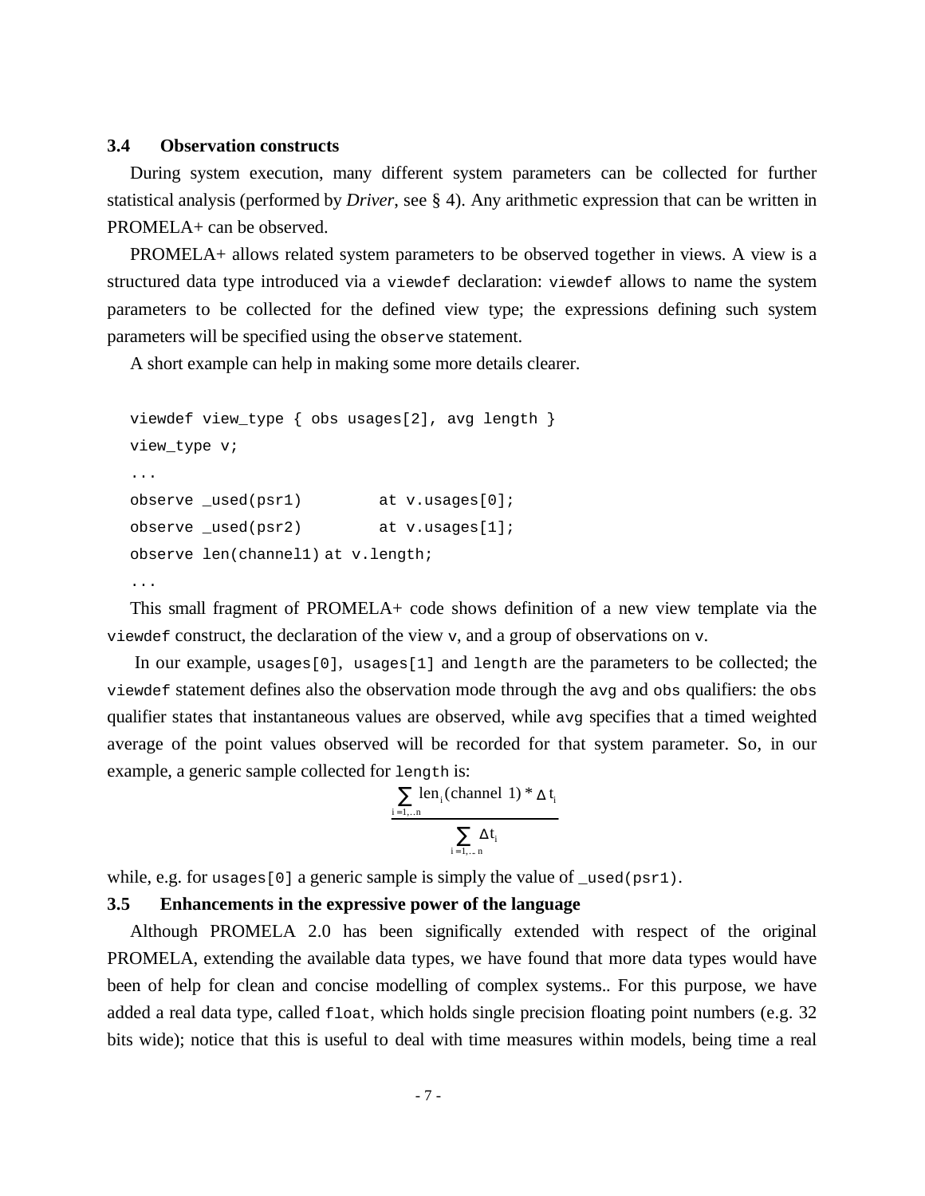### 3.4 Observation constructs

During system execution, many different system parameters can be collected for further statistical analysis (performed by *Driver*, see § 4). Any arithmetic expression that can be written in PROMELA+ can be observed.

PROMELA+ allows related system parameters to be observed together in views. A view is a structured data type introduced via a `viewdef` declaration: `viewdef` allows to name the system parameters to be collected for the defined view type; the expressions defining such system parameters will be specified using the `observe` statement.

A short example can help in making some more details clearer.

```
viewdef view_type { obs usages[2], avg length }
view_type v;
...
observe _used(psr1)         at v.usages[0];
observe _used(psr2)         at v.usages[1];
observe len(channel1) at v.length;
...
```

This small fragment of PROMELA+ code shows definition of a new view template via the `viewdef` construct, the declaration of the view `v`, and a group of observations on `v`.

In our example, `usages[0]`, `usages[1]` and `length` are the parameters to be collected; the `viewdef` statement defines also the observation mode through the `avg` and `obs` qualifiers: the `obs` qualifier states that instantaneous values are observed, while `avg` specifies that a timed weighted average of the point values observed will be recorded for that system parameter. So, in our example, a generic sample collected for `length` is:

$$\frac{\sum_{i=1,..n} \text{len}_i(\text{channel 1}) * \Delta t_i}{\sum_{i=1,..n} \Delta t_i}$$

while, e.g. for `usages[0]` a generic sample is simply the value of `_used(psr1)`.

### 3.5 Enhancements in the expressive power of the language

Although PROMELA 2.0 has been significally extended with respect of the original PROMELA, extending the available data types, we have found that more data types would have been of help for clean and concise modelling of complex systems.. For this purpose, we have added a real data type, called `float`, which holds single precision floating point numbers (e.g. 32 bits wide); notice that this is useful to deal with time measures within models, being time a real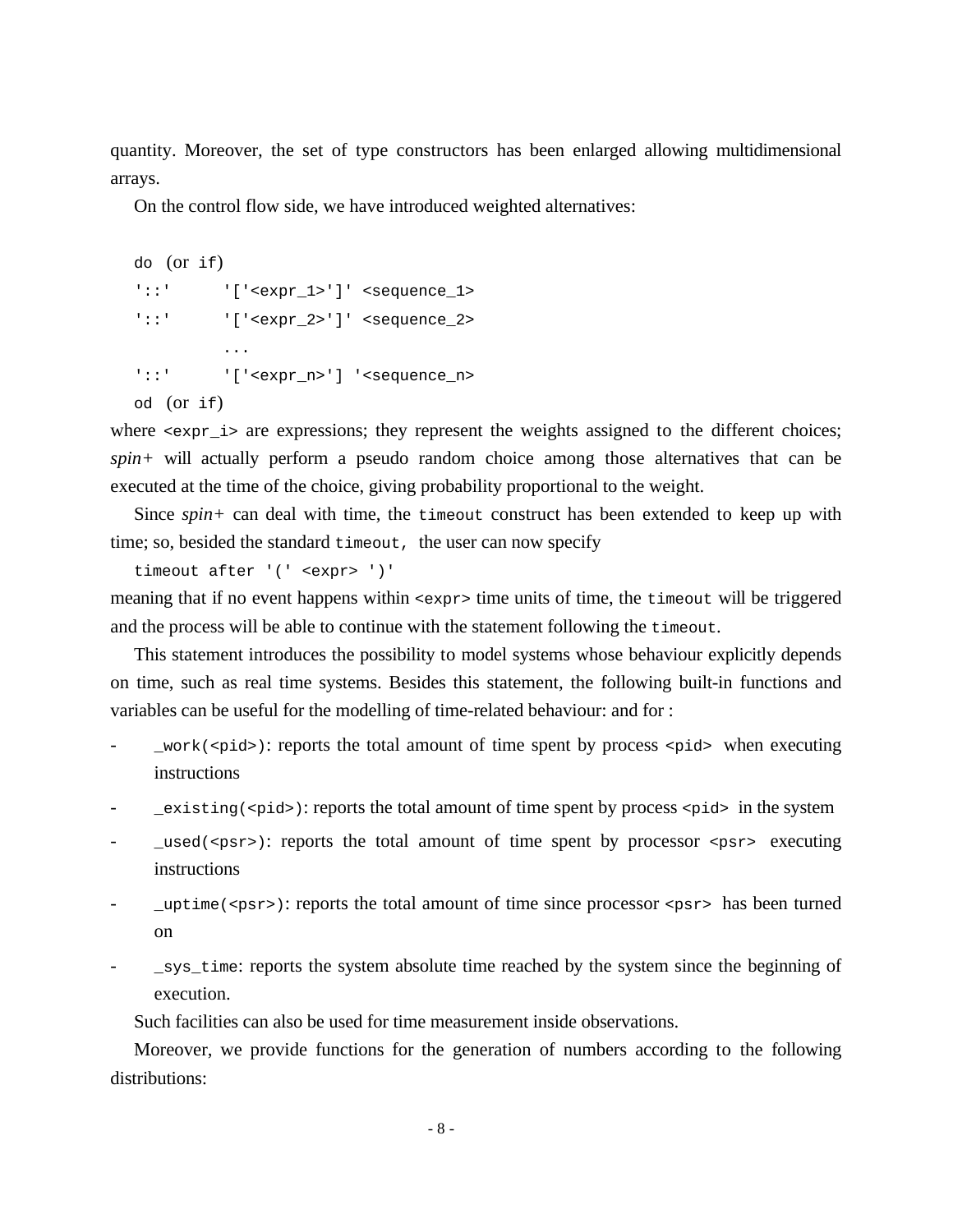quantity. Moreover, the set of type constructors has been enlarged allowing multidimensional arrays.

On the control flow side, we have introduced weighted alternatives:

```
do  (or if)
'::'      '['<expr_1>']' <sequence_1>
'::'      '['<expr_2>']' <sequence_2>
          ...
'::'      '['<expr_n>'] '<sequence_n>
od  (or if)
```

where `<expr_i>` are expressions; they represent the weights assigned to the different choices; *spin+* will actually perform a pseudo random choice among those alternatives that can be executed at the time of the choice, giving probability proportional to the weight.

Since *spin+* can deal with time, the `timeout` construct has been extended to keep up with time; so, besided the standard `timeout,` the user can now specify

```
timeout after '(' <expr> ')'
```

meaning that if no event happens within `<expr>` time units of time, the `timeout` will be triggered and the process will be able to continue with the statement following the `timeout`.

This statement introduces the possibility to model systems whose behaviour explicitly depends on time, such as real time systems. Besides this statement, the following built-in functions and variables can be useful for the modelling of time-related behaviour: and for :

- `_work(<pid>)`: reports the total amount of time spent by process `<pid>` when executing instructions
- `_existing(<pid>)`: reports the total amount of time spent by process `<pid>` in the system
- `_used(<psr>)`: reports the total amount of time spent by processor `<psr>` executing instructions
- `_uptime(<psr>)`: reports the total amount of time since processor `<psr>` has been turned on
- `_sys_time`: reports the system absolute time reached by the system since the beginning of execution.

Such facilities can also be used for time measurement inside observations.

Moreover, we provide functions for the generation of numbers according to the following distributions: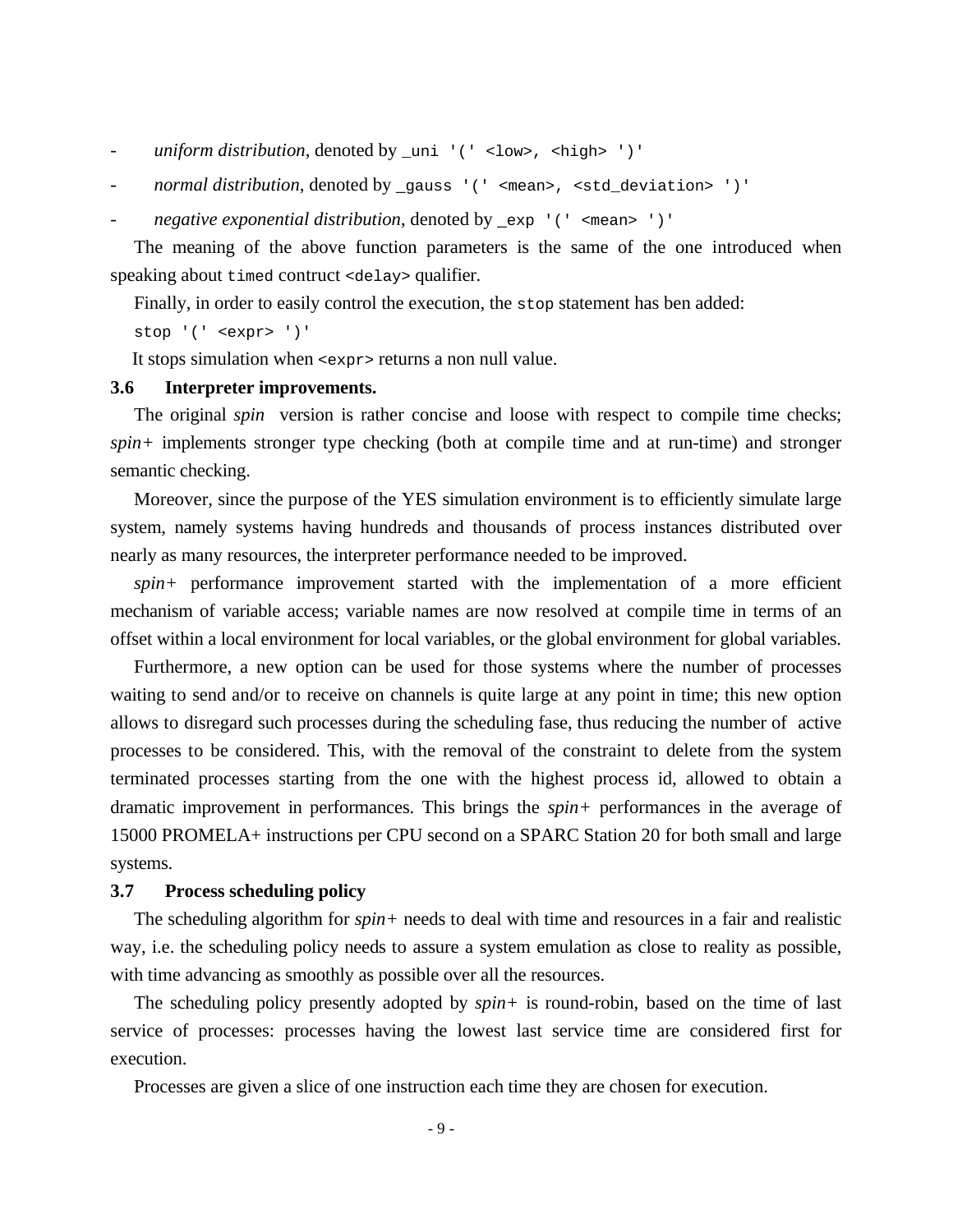- *uniform distribution*, denoted by `_uni '(' <low>, <high> ')'`
- *normal distribution*, denoted by `_gauss '(' <mean>, <std_deviation> ')'`
- *negative exponential distribution*, denoted by `_exp '(' <mean> ')'`

The meaning of the above function parameters is the same of the one introduced when speaking about `timed` contruct `<delay>` qualifier.

Finally, in order to easily control the execution, the `stop` statement has ben added:

```
stop '(' <expr> ')'
```

It stops simulation when `<expr>` returns a non null value.

### 3.6 Interpreter improvements.

The original *spin* version is rather concise and loose with respect to compile time checks; *spin+* implements stronger type checking (both at compile time and at run-time) and stronger semantic checking.

Moreover, since the purpose of the YES simulation environment is to efficiently simulate large system, namely systems having hundreds and thousands of process instances distributed over nearly as many resources, the interpreter performance needed to be improved.

*spin+* performance improvement started with the implementation of a more efficient mechanism of variable access; variable names are now resolved at compile time in terms of an offset within a local environment for local variables, or the global environment for global variables.

Furthermore, a new option can be used for those systems where the number of processes waiting to send and/or to receive on channels is quite large at any point in time; this new option allows to disregard such processes during the scheduling fase, thus reducing the number of active processes to be considered. This, with the removal of the constraint to delete from the system terminated processes starting from the one with the highest process id, allowed to obtain a dramatic improvement in performances. This brings the *spin+* performances in the average of 15000 PROMELA+ instructions per CPU second on a SPARC Station 20 for both small and large systems.

### 3.7 Process scheduling policy

The scheduling algorithm for *spin+* needs to deal with time and resources in a fair and realistic way, i.e. the scheduling policy needs to assure a system emulation as close to reality as possible, with time advancing as smoothly as possible over all the resources.

The scheduling policy presently adopted by *spin+* is round-robin, based on the time of last service of processes: processes having the lowest last service time are considered first for execution.

Processes are given a slice of one instruction each time they are chosen for execution.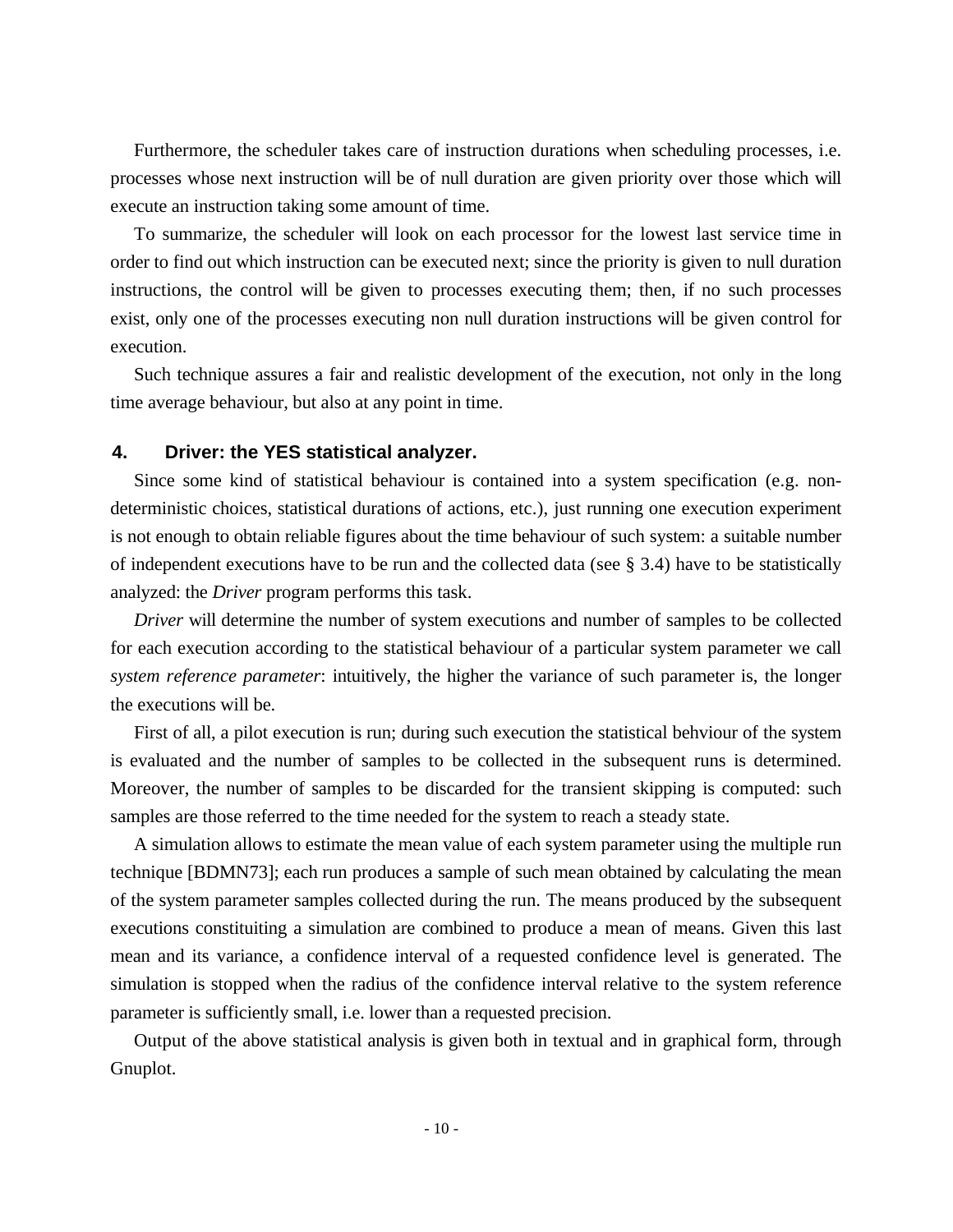Furthermore, the scheduler takes care of instruction durations when scheduling processes, i.e. processes whose next instruction will be of null duration are given priority over those which will execute an instruction taking some amount of time.

To summarize, the scheduler will look on each processor for the lowest last service time in order to find out which instruction can be executed next; since the priority is given to null duration instructions, the control will be given to processes executing them; then, if no such processes exist, only one of the processes executing non null duration instructions will be given control for execution.

Such technique assures a fair and realistic development of the execution, not only in the long time average behaviour, but also at any point in time.

## 4. Driver: the YES statistical analyzer.

Since some kind of statistical behaviour is contained into a system specification (e.g. non-deterministic choices, statistical durations of actions, etc.), just running one execution experiment is not enough to obtain reliable figures about the time behaviour of such system: a suitable number of independent executions have to be run and the collected data (see § 3.4) have to be statistically analyzed: the *Driver* program performs this task.

*Driver* will determine the number of system executions and number of samples to be collected for each execution according to the statistical behaviour of a particular system parameter we call *system reference parameter*: intuitively, the higher the variance of such parameter is, the longer the executions will be.

First of all, a pilot execution is run; during such execution the statistical behviour of the system is evaluated and the number of samples to be collected in the subsequent runs is determined. Moreover, the number of samples to be discarded for the transient skipping is computed: such samples are those referred to the time needed for the system to reach a steady state.

A simulation allows to estimate the mean value of each system parameter using the multiple run technique [BDMN73]; each run produces a sample of such mean obtained by calculating the mean of the system parameter samples collected during the run. The means produced by the subsequent executions constituiting a simulation are combined to produce a mean of means. Given this last mean and its variance, a confidence interval of a requested confidence level is generated. The simulation is stopped when the radius of the confidence interval relative to the system reference parameter is sufficiently small, i.e. lower than a requested precision.

Output of the above statistical analysis is given both in textual and in graphical form, through Gnuplot.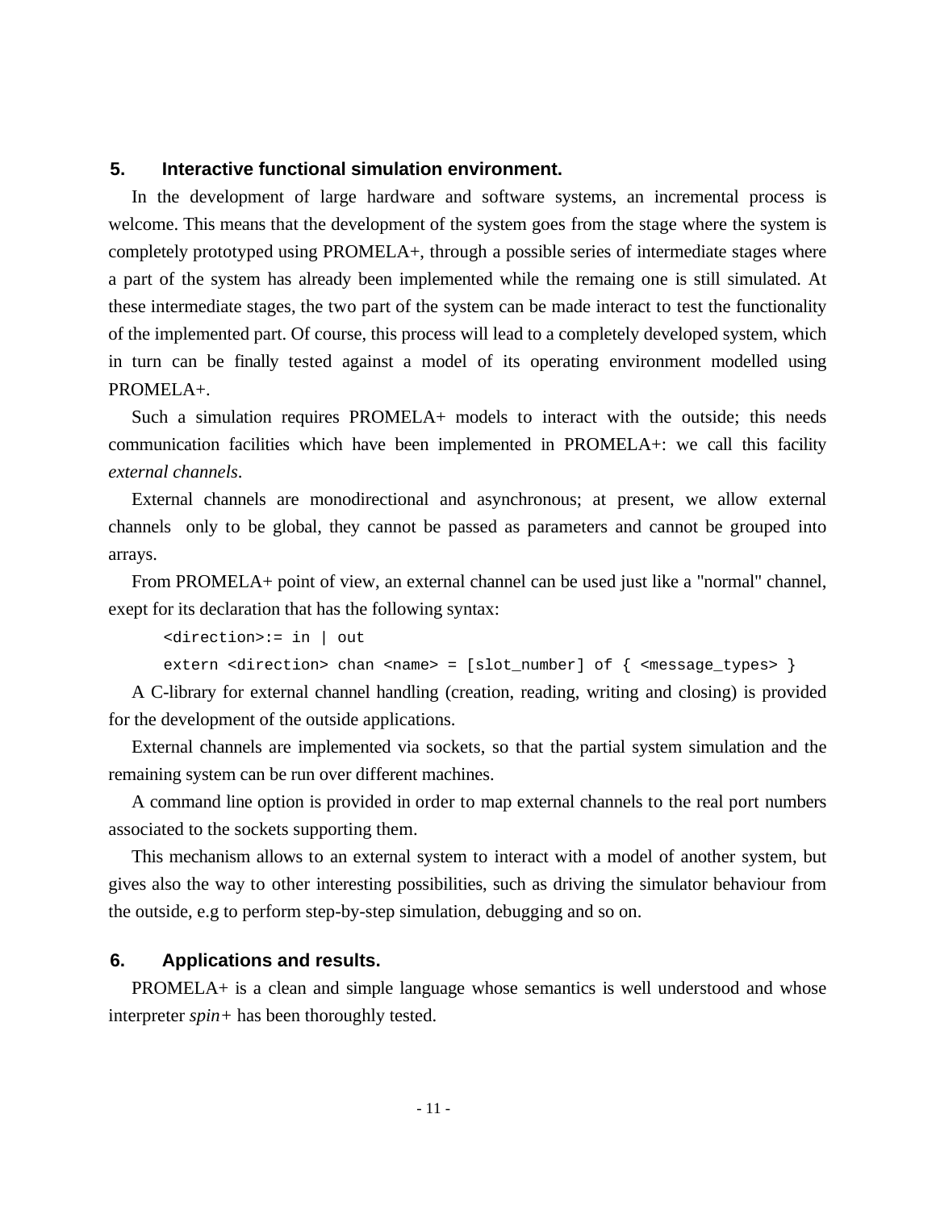## 5. Interactive functional simulation environment.

In the development of large hardware and software systems, an incremental process is welcome. This means that the development of the system goes from the stage where the system is completely prototyped using PROMELA+, through a possible series of intermediate stages where a part of the system has already been implemented while the remaing one is still simulated. At these intermediate stages, the two part of the system can be made interact to test the functionality of the implemented part. Of course, this process will lead to a completely developed system, which in turn can be finally tested against a model of its operating environment modelled using PROMELA+.

Such a simulation requires PROMELA+ models to interact with the outside; this needs communication facilities which have been implemented in PROMELA+: we call this facility *external channels*.

External channels are monodirectional and asynchronous; at present, we allow external channels only to be global, they cannot be passed as parameters and cannot be grouped into arrays.

From PROMELA+ point of view, an external channel can be used just like a "normal" channel, exept for its declaration that has the following syntax:

```
<direction>:= in | out
extern <direction> chan <name> = [slot_number] of { <message_types> }
```

A C-library for external channel handling (creation, reading, writing and closing) is provided for the development of the outside applications.

External channels are implemented via sockets, so that the partial system simulation and the remaining system can be run over different machines.

A command line option is provided in order to map external channels to the real port numbers associated to the sockets supporting them.

This mechanism allows to an external system to interact with a model of another system, but gives also the way to other interesting possibilities, such as driving the simulator behaviour from the outside, e.g to perform step-by-step simulation, debugging and so on.

## 6. Applications and results.

PROMELA+ is a clean and simple language whose semantics is well understood and whose interpreter *spin+* has been thoroughly tested.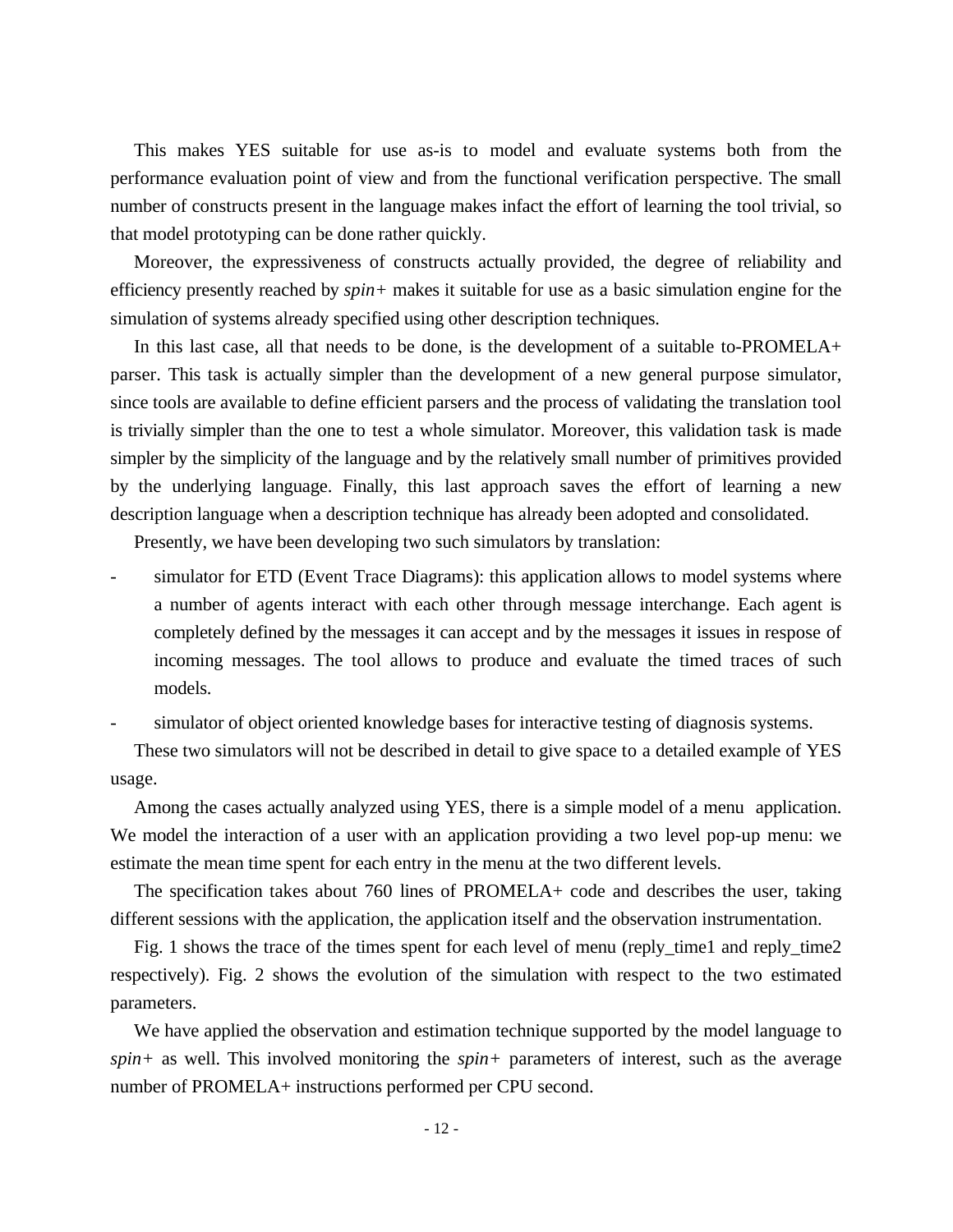This makes YES suitable for use as-is to model and evaluate systems both from the performance evaluation point of view and from the functional verification perspective. The small number of constructs present in the language makes infact the effort of learning the tool trivial, so that model prototyping can be done rather quickly.

Moreover, the expressiveness of constructs actually provided, the degree of reliability and efficiency presently reached by *spin+* makes it suitable for use as a basic simulation engine for the simulation of systems already specified using other description techniques.

In this last case, all that needs to be done, is the development of a suitable to-PROMELA+ parser. This task is actually simpler than the development of a new general purpose simulator, since tools are available to define efficient parsers and the process of validating the translation tool is trivially simpler than the one to test a whole simulator. Moreover, this validation task is made simpler by the simplicity of the language and by the relatively small number of primitives provided by the underlying language. Finally, this last approach saves the effort of learning a new description language when a description technique has already been adopted and consolidated.

Presently, we have been developing two such simulators by translation:

- simulator for ETD (Event Trace Diagrams): this application allows to model systems where a number of agents interact with each other through message interchange. Each agent is completely defined by the messages it can accept and by the messages it issues in respose of incoming messages. The tool allows to produce and evaluate the timed traces of such models.
- simulator of object oriented knowledge bases for interactive testing of diagnosis systems.

These two simulators will not be described in detail to give space to a detailed example of YES usage.

Among the cases actually analyzed using YES, there is a simple model of a menu application. We model the interaction of a user with an application providing a two level pop-up menu: we estimate the mean time spent for each entry in the menu at the two different levels.

The specification takes about 760 lines of PROMELA+ code and describes the user, taking different sessions with the application, the application itself and the observation instrumentation.

Fig. 1 shows the trace of the times spent for each level of menu (reply_time1 and reply_time2 respectively). Fig. 2 shows the evolution of the simulation with respect to the two estimated parameters.

We have applied the observation and estimation technique supported by the model language to *spin+* as well. This involved monitoring the *spin+* parameters of interest, such as the average number of PROMELA+ instructions performed per CPU second.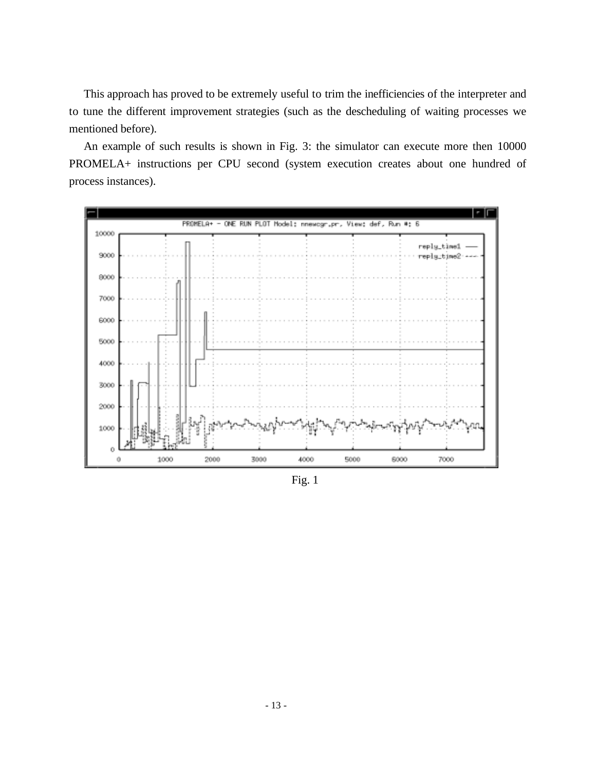This approach has proved to be extremely useful to trim the inefficiencies of the interpreter and to tune the different improvement strategies (such as the descheduling of waiting processes we mentioned before).

An example of such results is shown in Fig. 3: the simulator can execute more then 10000 PROMELA+ instructions per CPU second (system execution creates about one hundred of process instances).

Fig. 1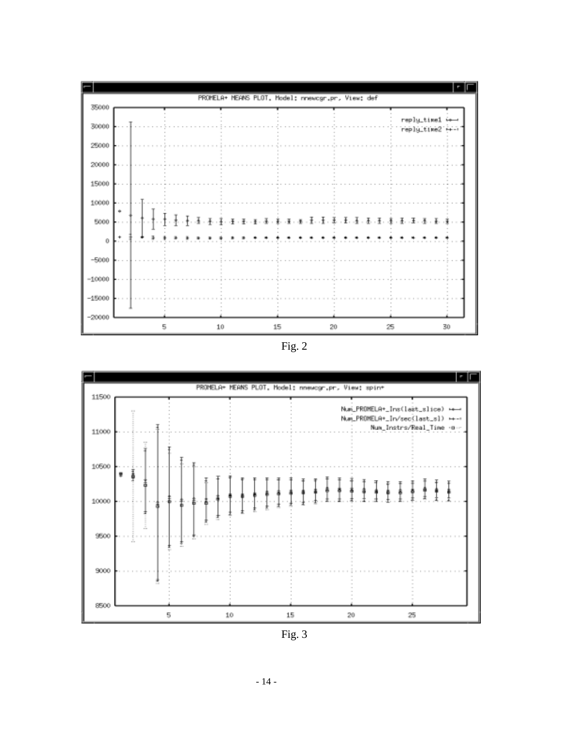Fig. 2

Fig. 3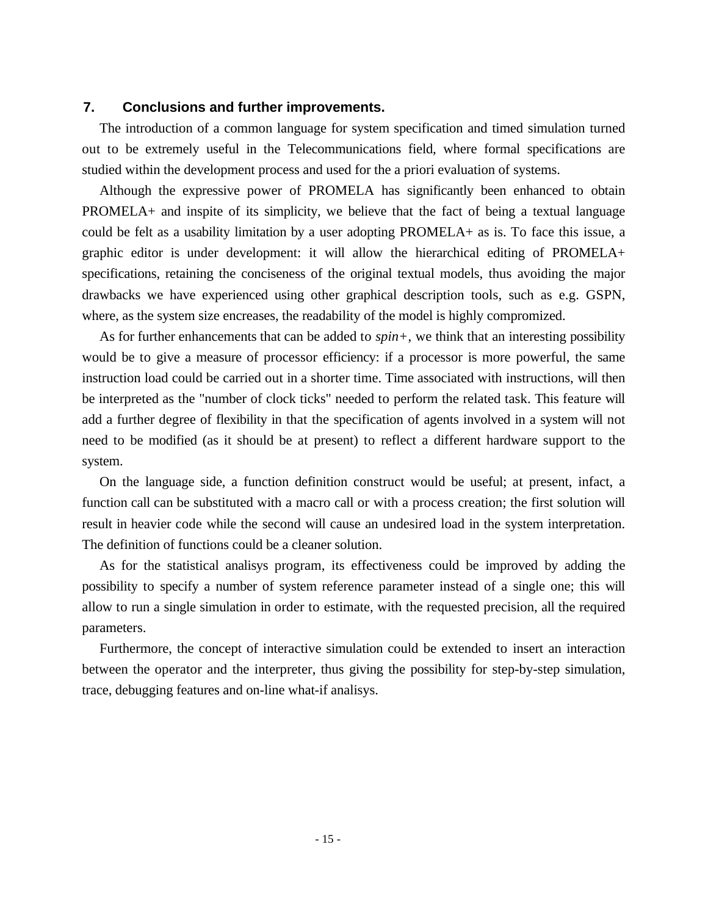## 7. Conclusions and further improvements.

The introduction of a common language for system specification and timed simulation turned out to be extremely useful in the Telecommunications field, where formal specifications are studied within the development process and used for the a priori evaluation of systems.

Although the expressive power of PROMELA has significantly been enhanced to obtain PROMELA+ and inspite of its simplicity, we believe that the fact of being a textual language could be felt as a usability limitation by a user adopting PROMELA+ as is. To face this issue, a graphic editor is under development: it will allow the hierarchical editing of PROMELA+ specifications, retaining the conciseness of the original textual models, thus avoiding the major drawbacks we have experienced using other graphical description tools, such as e.g. GSPN, where, as the system size encreases, the readability of the model is highly compromized.

As for further enhancements that can be added to *spin+*, we think that an interesting possibility would be to give a measure of processor efficiency: if a processor is more powerful, the same instruction load could be carried out in a shorter time. Time associated with instructions, will then be interpreted as the "number of clock ticks" needed to perform the related task. This feature will add a further degree of flexibility in that the specification of agents involved in a system will not need to be modified (as it should be at present) to reflect a different hardware support to the system.

On the language side, a function definition construct would be useful; at present, infact, a function call can be substituted with a macro call or with a process creation; the first solution will result in heavier code while the second will cause an undesired load in the system interpretation. The definition of functions could be a cleaner solution.

As for the statistical analisys program, its effectiveness could be improved by adding the possibility to specify a number of system reference parameter instead of a single one; this will allow to run a single simulation in order to estimate, with the requested precision, all the required parameters.

Furthermore, the concept of interactive simulation could be extended to insert an interaction between the operator and the interpreter, thus giving the possibility for step-by-step simulation, trace, debugging features and on-line what-if analisys.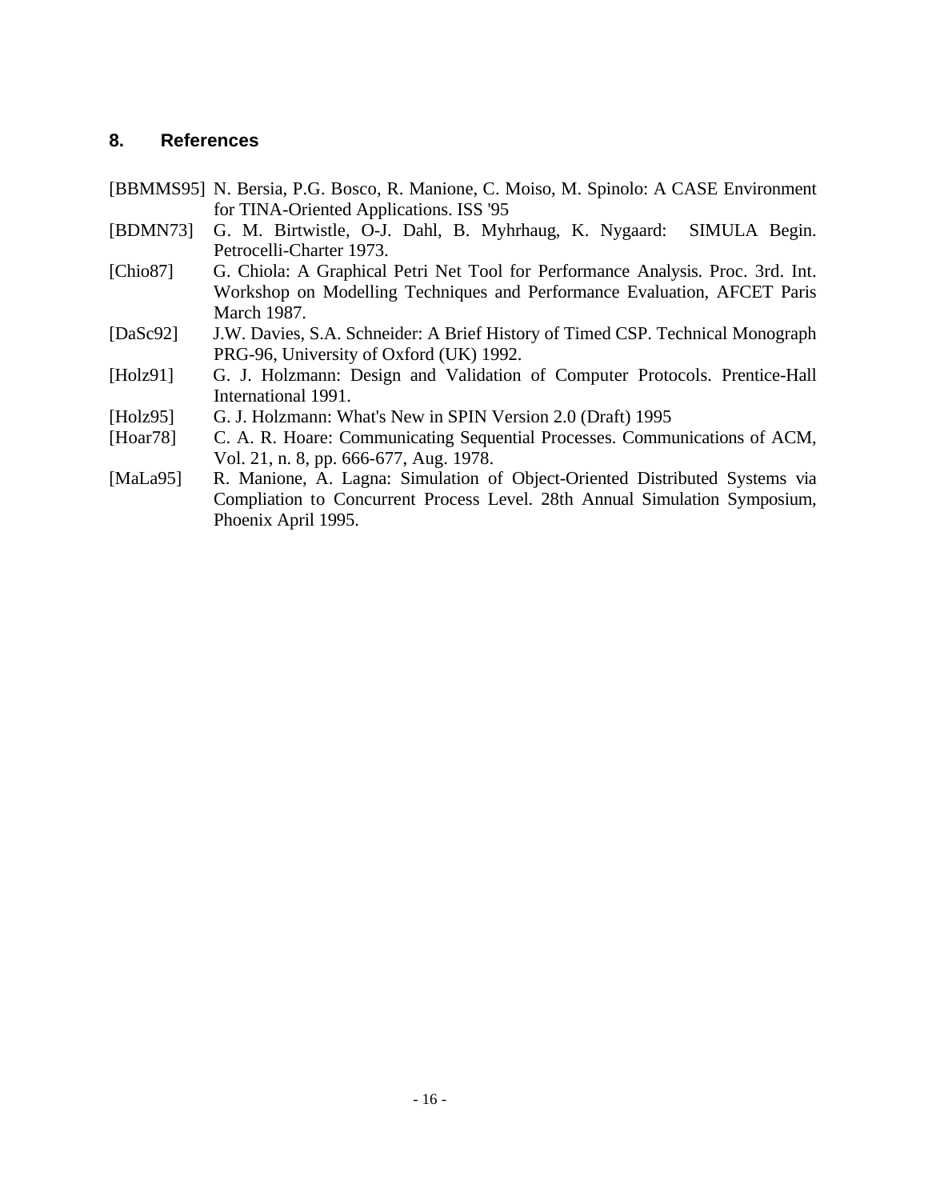## 8. References

[BBMMS95] N. Bersia, P.G. Bosco, R. Manione, C. Moiso, M. Spinolo: A CASE Environment for TINA-Oriented Applications. ISS '95

[BDMN73] G. M. Birtwistle, O-J. Dahl, B. Myhrhaug, K. Nygaard: SIMULA Begin. Petrocelli-Charter 1973.

[Chio87] G. Chiola: A Graphical Petri Net Tool for Performance Analysis. Proc. 3rd. Int. Workshop on Modelling Techniques and Performance Evaluation, AFCET Paris March 1987.

[DaSc92] J.W. Davies, S.A. Schneider: A Brief History of Timed CSP. Technical Monograph PRG-96, University of Oxford (UK) 1992.

[Holz91] G. J. Holzmann: Design and Validation of Computer Protocols. Prentice-Hall International 1991.

[Holz95] G. J. Holzmann: What's New in SPIN Version 2.0 (Draft) 1995

[Hoar78] C. A. R. Hoare: Communicating Sequential Processes. Communications of ACM, Vol. 21, n. 8, pp. 666-677, Aug. 1978.

[MaLa95] R. Manione, A. Lagna: Simulation of Object-Oriented Distributed Systems via Compliation to Concurrent Process Level. 28th Annual Simulation Symposium, Phoenix April 1995.